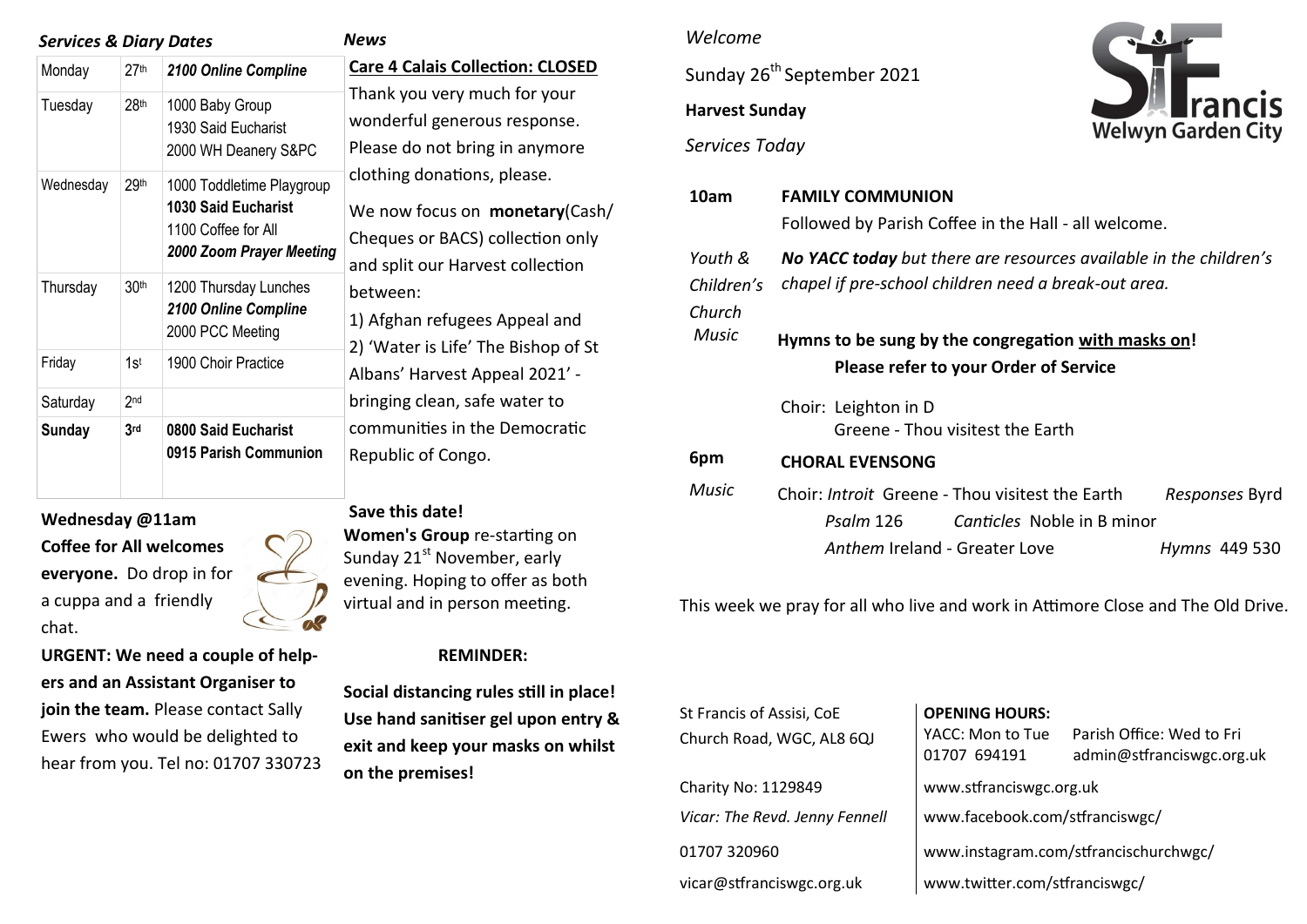### *Services & Diary Dates*

| | | |
|---|---|---|
| Monday | 27th | ***2100 Online Compline*** |
| Tuesday | 28th | 1000 Baby Group<br>1930 Said Eucharist<br>2000 WH Deanery S&PC |
| Wednesday | 29th | 1000 Toddletime Playgroup<br>**1030 Said Eucharist**<br>1100 Coffee for All<br>***2000 Zoom Prayer Meeting*** |
| Thursday | 30th | 1200 Thursday Lunches<br>***2100 Online Compline***<br>2000 PCC Meeting |
| Friday | 1st | 1900 Choir Practice |
| Saturday | 2nd | |
| **Sunday** | **3rd** | **0800 Said Eucharist**<br>**0915 Parish Communion** |

**Wednesday @11am**
**Coffee for All welcomes everyone.** Do drop in for a cuppa and a friendly chat.

**URGENT: We need a couple of helpers and an Assistant Organiser to join the team.** Please contact Sally Ewers who would be delighted to hear from you. Tel no: 01707 330723

### *News*

**Care 4 Calais Collection: CLOSED**

Thank you very much for your wonderful generous response. Please do not bring in anymore clothing donations, please.

We now focus on **monetary**(Cash/ Cheques or BACS) collection only and split our Harvest collection between:

1) Afghan refugees Appeal and
2) 'Water is Life' The Bishop of St Albans' Harvest Appeal 2021' - bringing clean, safe water to communities in the Democratic Republic of Congo.

**Save this date!**
**Women's Group** re-starting on Sunday 21st November, early evening. Hoping to offer as both virtual and in person meeting.

**REMINDER:**

**Social distancing rules still in place! Use hand sanitiser gel upon entry & exit and keep your masks on whilst on the premises!**

*Welcome*

Sunday 26th September 2021

**Harvest Sunday**

*Services Today*

St Francis Welwyn Garden City

**10am** — **FAMILY COMMUNION**
Followed by Parish Coffee in the Hall - all welcome.

*Youth & Children's Church* — ***No YACC today*** *but there are resources available in the children's chapel if pre-school children need a break-out area.*

*Music* — **Hymns to be sung by the congregation with masks on!**
**Please refer to your Order of Service**

Choir: Leighton in D
Greene - Thou visitest the Earth

**6pm** — **CHORAL EVENSONG**

*Music* — Choir: *Introit* Greene - Thou visitest the Earth *Responses* Byrd
*Psalm* 126 *Canticles* Noble in B minor
*Anthem* Ireland - Greater Love *Hymns* 449 530

This week we pray for all who live and work in Attimore Close and The Old Drive.

St Francis of Assisi, CoE
Church Road, WGC, AL8 6QJ

Charity No: 1129849

*Vicar: The Revd. Jenny Fennell*

01707 320960

vicar@stfranciswgc.org.uk

**OPENING HOURS:**
YACC: Mon to Tue 01707 694191
Parish Office: Wed to Fri admin@stfranciswgc.org.uk

www.stfranciswgc.org.uk

www.facebook.com/stfranciswgc/

www.instagram.com/stfrancischurchwgc/

www.twitter.com/stfranciswgc/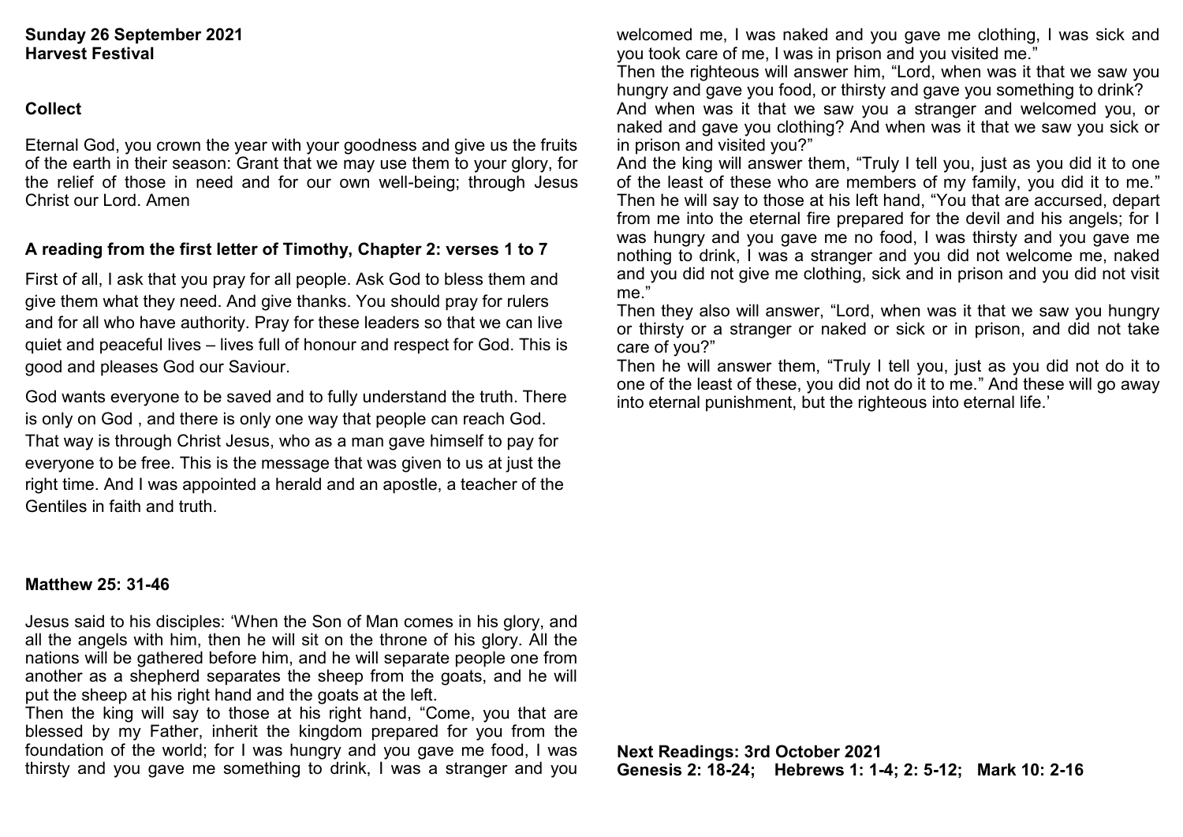**Sunday 26 September 2021**
**Harvest Festival**

**Collect**

Eternal God, you crown the year with your goodness and give us the fruits of the earth in their season: Grant that we may use them to your glory, for the relief of those in need and for our own well-being; through Jesus Christ our Lord. Amen

**A reading from the first letter of Timothy, Chapter 2: verses 1 to 7**

First of all, I ask that you pray for all people. Ask God to bless them and give them what they need. And give thanks. You should pray for rulers and for all who have authority. Pray for these leaders so that we can live quiet and peaceful lives – lives full of honour and respect for God. This is good and pleases God our Saviour.

God wants everyone to be saved and to fully understand the truth. There is only on God , and there is only one way that people can reach God. That way is through Christ Jesus, who as a man gave himself to pay for everyone to be free. This is the message that was given to us at just the right time. And I was appointed a herald and an apostle, a teacher of the Gentiles in faith and truth.

**Matthew 25: 31-46**

Jesus said to his disciples: 'When the Son of Man comes in his glory, and all the angels with him, then he will sit on the throne of his glory. All the nations will be gathered before him, and he will separate people one from another as a shepherd separates the sheep from the goats, and he will put the sheep at his right hand and the goats at the left.

Then the king will say to those at his right hand, "Come, you that are blessed by my Father, inherit the kingdom prepared for you from the foundation of the world; for I was hungry and you gave me food, I was thirsty and you gave me something to drink, I was a stranger and you welcomed me, I was naked and you gave me clothing, I was sick and you took care of me, I was in prison and you visited me."

Then the righteous will answer him, "Lord, when was it that we saw you hungry and gave you food, or thirsty and gave you something to drink? And when was it that we saw you a stranger and welcomed you, or naked and gave you clothing? And when was it that we saw you sick or in prison and visited you?"

And the king will answer them, "Truly I tell you, just as you did it to one of the least of these who are members of my family, you did it to me."

Then he will say to those at his left hand, "You that are accursed, depart from me into the eternal fire prepared for the devil and his angels; for I was hungry and you gave me no food, I was thirsty and you gave me nothing to drink, I was a stranger and you did not welcome me, naked and you did not give me clothing, sick and in prison and you did not visit me."

Then they also will answer, "Lord, when was it that we saw you hungry or thirsty or a stranger or naked or sick or in prison, and did not take care of you?"

Then he will answer them, "Truly I tell you, just as you did not do it to one of the least of these, you did not do it to me." And these will go away into eternal punishment, but the righteous into eternal life.'

**Next Readings: 3rd October 2021**
**Genesis 2: 18-24; Hebrews 1: 1-4; 2: 5-12; Mark 10: 2-16**